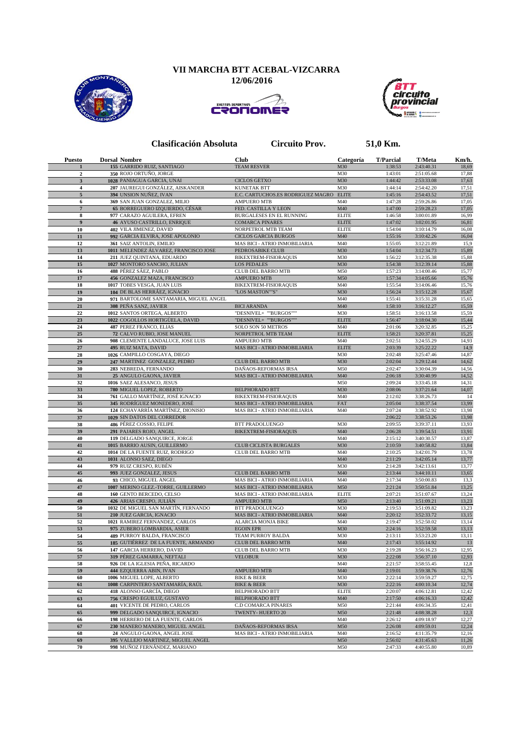# VII MARCHA BTT ACEBAL-VIZCARRA

## 12/06/2016

## Clasificación Absoluta — Circuito Prov. — 51,0 Km.

| Puesto | Dorsal | Nombre | Club | Categoría | T/Parcial | T/Meta | Km/h. |
|---|---|---|---|---|---|---|---|
| 1 | 155 | GARRIDO RUIZ, SANTIAGO | TEAM RESVER | M30 | 1:38:53 | 2:43:40.31 | 18,69 |
| 2 | 350 | ROJO ORTUÑO, JORGE | | M30 | 1:43:01 | 2:51:05.68 | 17,88 |
| 3 | 1028 | PANIAGUA GARCIA, UNAI | CICLOS GETXO | M30 | 1:44:42 | 2:53:33.08 | 17,63 |
| 4 | 207 | JAUREGUI GONZÁLEZ, AISKANDER | KUNETAK BTT | M30 | 1:44:14 | 2:54:42.20 | 17,51 |
| 5 | 394 | UNSION NUÑEZ, IVAN | E.C. CARTUCHOS.ES RODRIGUEZ MAGRO | ELITE | 1:45:16 | 2:54:43.52 | 17,51 |
| 6 | 369 | SAN JUAN GONZALEZ, MILIO | AMPUERO MTB | M40 | 1:47:28 | 2:59:26.86 | 17,05 |
| 7 | 65 | BORREGUERO IZQUIERDO, CÉSAR | FED. CASTILLA Y LEON | M40 | 1:47:00 | 2:59:28.23 | 17,05 |
| 8 | 977 | CARAZO AGUILERA, EFREN | BURGALESES EN EL RUNNING | ELITE | 1:46:58 | 3:00:01.89 | 16,99 |
| 9 | 46 | AYUSO CASTRILLO, ENRIQUE | COMARCA PINARES | ELITE | 1:47:02 | 3:02:01.95 | 16,81 |
| 10 | 402 | VILA JIMENEZ, DAVID | NORPETROL MTB TEAM | ELITE | 1:54:04 | 3:10:14.79 | 16,08 |
| 11 | 992 | GARCIA ELVIRA, JOSE APOLONIO | CICLOS GARCIA BURGOS | M40 | 1:55:16 | 3:10:42.26 | 16,04 |
| 12 | 361 | SAIZ ANTOLIN, EMILIO | MAS BICI - ATRIO INMOBILIARIA | M40 | 1:55:05 | 3:12:21.89 | 15,9 |
| 13 | 1011 | MELENDEZ ÁLVAREZ, FRANCISCO JOSE | PEDROSABIKE CLUB | M30 | 1:54:04 | 3:12:34.73 | 15,89 |
| 14 | 211 | JUEZ QUINTANA, EDUARDO | BIKEXTREM-FISIORAQUIS | M30 | 1:56:22 | 3:12:35.38 | 15,88 |
| 15 | 1027 | MONTORO SANCHO, JULIAN | LOS PEDALES | M30 | 1:54:38 | 3:12:39.14 | 15,88 |
| 16 | 488 | PÉREZ SÁEZ, PABLO | CLUB DEL BARRO MTB | M50 | 1:57:23 | 3:14:00.46 | 15,77 |
| 17 | 456 | GONZALEZ MAZA, FRANCISCO | AMPUERO MTB | M50 | 1:57:34 | 3:14:05.66 | 15,76 |
| 18 | 1017 | TOBES VESGA, JUAN LUIS | BIKEXTREM-FISIORAQUIS | M40 | 1:55:54 | 3:14:06.46 | 15,76 |
| 19 | 104 | DE BLAS HERRÁEZ, IGNACIO | "LOS MASTON""S" | M30 | 1:56:24 | 3:15:12.28 | 15,67 |
| 20 | 971 | BARTOLOME SANTAMARIA, MIGUEL ANGEL | | M40 | 1:55:41 | 3:15:31.28 | 15,65 |
| 21 | 308 | PEÑA SANZ, JAVIER | BICI ARANDA | M40 | 1:58:10 | 3:16:12.27 | 15,59 |
| 22 | 1012 | SANTOS ORTEGA, ALBERTO | "DESNIVEL+ ""BURGOS""" | M30 | 1:58:51 | 3:16:13.58 | 15,59 |
| 23 | 1022 | COGOLLOS HORTIGÜELA, DAVID | "DESNIVEL+ ""BURGOS""" | ELITE | 1:56:47 | 3:18:04.30 | 15,44 |
| 24 | 487 | PEREZ FRANCO, ELIAS | SOLO SON 50 METROS | M40 | 2:01:06 | 3:20:32.85 | 15,25 |
| 25 | 72 | CALVO RUBIO, JOSE MANUEL | NORPETROL MTB TEAM | ELITE | 1:58:21 | 3:20:37.81 | 15,25 |
| 26 | 908 | CLEMENTE LANDALUCE, JOSE LUIS | AMPUERO MTB | M40 | 2:02:51 | 3:24:55.29 | 14,93 |
| 27 | 495 | RUIZ MATA, DAVID | MAS BICI - ATRIO INMOBILIARIA | ELITE | 2:03:39 | 3:25:22.22 | 14,9 |
| 28 | 1026 | CAMPILLO COSGAYA, DIEGO | | M30 | 2:02:48 | 3:25:47.46 | 14,87 |
| 29 | 247 | MARTINEZ GONZALEZ, PEDRO | CLUB DEL BARRO MTB | M30 | 2:02:04 | 3:29:12.44 | 14,62 |
| 30 | 283 | NEBREDA, FERNANDO | DAÑAOS-REFORMAS IRSA | M50 | 2:02:47 | 3:30:04.39 | 14,56 |
| 31 | 25 | ANGULO GAONA, JAVIER | MAS BICI - ATRIO INMOBILIARIA | M40 | 2:06:18 | 3:30:40.99 | 14,52 |
| 32 | 1016 | SAEZ ALESANCO, JESUS | | M50 | 2:09:24 | 3:33:45.18 | 14,31 |
| 33 | 780 | MIGUEL LOPEZ, ROBERTO | BELPHORADO BTT | M30 | 2:08:06 | 3:37:21.64 | 14,07 |
| 34 | 761 | GALLO MARTÍNEZ, JOSÉ IGNACIO | BIKEXTREM-FISIORAQUIS | M40 | 2:12:02 | 3:38:26.73 | 14 |
| 35 | 345 | RODRÍGUEZ MONEDERO, JOSÉ | MAS BICI - ATRIO INMOBILIARIA | FAT | 2:05:04 | 3:38:37.54 | 13,99 |
| 36 | 124 | ECHAVARRÍA MARTÍNEZ, DIONISIO | MAS BICI - ATRIO INMOBILIARIA | M40 | 2:07:24 | 3:38:52.92 | 13,98 |
| 37 | 1029 | SIN DATOS DEL CORREDOR | | | 2:06:22 | 3:38:53.26 | 13,98 |
| 38 | 486 | PÉREZ COSSIO, FELIPE | BTT PRADOLUENGO | M30 | 2:09:55 | 3:39:37.11 | 13,93 |
| 39 | 291 | PAJARES ROJO, ANGEL | BIKEXTREM-FISIORAQUIS | M40 | 2:06:28 | 3:39:54.51 | 13,91 |
| 40 | 119 | DELGADO SANQUIRCE, JORGE | | M40 | 2:15:12 | 3:40:30.57 | 13,87 |
| 41 | 1015 | BARRIO AUSIN, GUILLERMO | CLUB CICLISTA BURGALES | M30 | 2:10:59 | 3:40:58.82 | 13,84 |
| 42 | 1014 | DE LA FUENTE RUIZ, RODRIGO | CLUB DEL BARRO MTB | M40 | 2:10:25 | 3:42:01.79 | 13,78 |
| 43 | 1031 | ALONSO SAEZ, DIEGO | | M40 | 2:11:29 | 3:42:05.14 | 13,77 |
| 44 | 979 | RUIZ CRESPO, RUBÉN | | M30 | 2:14:28 | 3:42:13.61 | 13,77 |
| 45 | 993 | JUEZ GONZÁLEZ, JESUS | CLUB DEL BARRO MTB | M40 | 2:13:44 | 3:44:10.11 | 13,65 |
| 46 | 93 | CHICO, MIGUEL ANGEL | MAS BICI - ATRIO INMOBILIARIA | M40 | 2:17:34 | 3:50:00.83 | 13,3 |
| 47 | 1007 | MERINO GLEZ.-TORRE, GUILLERMO | MAS BICI - ATRIO INMOBILIARIA | M50 | 2:21:24 | 3:50:51.84 | 13,25 |
| 48 | 160 | GENTO BERCEDO, CELSO | MAS BICI - ATRIO INMOBILIARIA | ELITE | 2:07:21 | 3:51:07.67 | 13,24 |
| 49 | 426 | ARIAS CRESPO, JULIÁN | AMPUERO MTB | M50 | 2:13:40 | 3:51:09.21 | 13,23 |
| 50 | 1032 | DE MIGUEL SAN MARTÍN, FERNANDO | BTT PRADOLUENGO | M30 | 2:19:53 | 3:51:09.82 | 13,23 |
| 51 | 210 | JUEZ GARCIA, IGNACIO | MAS BICI - ATRIO INMOBILIARIA | M40 | 2:20:12 | 3:52:33.72 | 13,15 |
| 52 | 1021 | RAMIREZ FERNANDEZ, CARLOS | ALARCIA MONJA BIKE | M40 | 2:19:47 | 3:52:50.02 | 13,14 |
| 53 | 975 | ZUBERO LOMBARDIA, ASIER | EGOIN EPR | M30 | 2:24:16 | 3:52:59.58 | 13,13 |
| 54 | 489 | PURROY BALDA, FRANCISCO | TEAM PURROY BALDA | M30 | 2:13:11 | 3:53:23.20 | 13,11 |
| 55 | 185 | GUTIÉRREZ DE LA FUENTE, ARMANDO | CLUB DEL BARRO MTB | M40 | 2:17:43 | 3:55:14.92 | 13 |
| 56 | 147 | GARCIA HERRERO, DAVID | CLUB DEL BARRO MTB | M30 | 2:19:28 | 3:56:16.23 | 12,95 |
| 57 | 319 | PÉREZ GAMARRA, NEFTALI | VELOBUR | M30 | 2:22:08 | 3:56:37.10 | 12,93 |
| 58 | 926 | DE LA IGLESIA PEÑA, RICARDO | | M40 | 2:21:57 | 3:58:55.45 | 12,8 |
| 59 | 444 | EZQUERRA ABIN, IVAN | AMPUERO MTB | M40 | 2:19:01 | 3:59:38.76 | 12,76 |
| 60 | 1006 | MIGUEL LOPE, ALBERTO | BIKE & BEER | M30 | 2:22:14 | 3:59:59.27 | 12,75 |
| 61 | 1008 | CARPINTERO SANTAMARÍA, RAÚL | BIKE & BEER | M30 | 2:22:16 | 4:00:10.34 | 12,74 |
| 62 | 418 | ALONSO GARCÍA, DIEGO | BELPHORADO BTT | ELITE | 2:20:07 | 4:06:12.81 | 12,42 |
| 63 | 756 | CRESPO EGUILUZ, GUSTAVO | BELPHORADO BTT | M40 | 2:17:50 | 4:06:16.33 | 12,42 |
| 64 | 401 | VICENTE DE PEDRO, CARLOS | C.D COMARCA PINARES | M50 | 2:21:44 | 4:06:34.35 | 12,41 |
| 65 | 999 | DELGADO SANQUIRCE, IGNACIO | TWENTY- HUERTO 20 | M50 | 2:21:48 | 4:08:38.28 | 12,3 |
| 66 | 198 | HERRERO DE LA FUENTE, CARLOS | | M40 | 2:26:12 | 4:09:18.97 | 12,27 |
| 67 | 230 | MANERO MANERO, MIGUEL ANGEL | DAÑAOS-REFORMAS IRSA | M50 | 2:26:08 | 4:09:59.01 | 12,24 |
| 68 | 24 | ANGULO GAONA, ANGEL JOSE | MAS BICI - ATRIO INMOBILIARIA | M40 | 2:16:52 | 4:11:35.79 | 12,16 |
| 69 | 395 | VALLEJO MARTINEZ, MIGUEL ANGEL | | M50 | 2:56:02 | 4:31:45.63 | 11,26 |
| 70 | 998 | MUÑOZ FERNÁNDEZ, MARIANO | | M50 | 2:47:33 | 4:40:55.80 | 10,89 |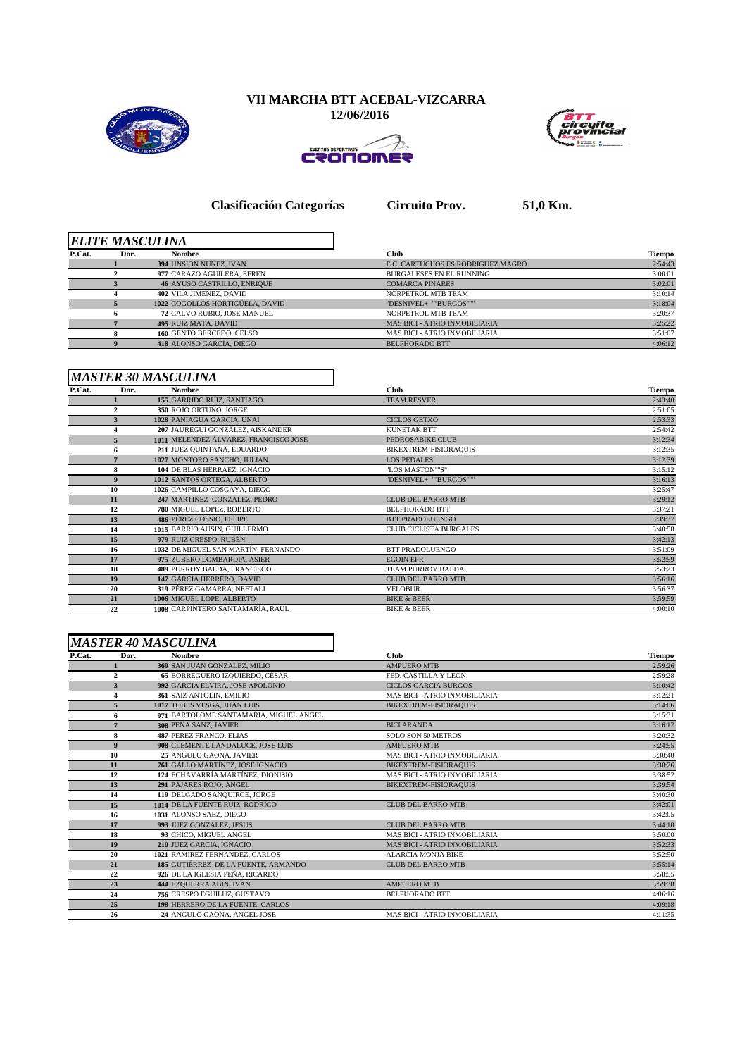# VII MARCHA BTT ACEBAL-VIZCARRA

**12/06/2016**

**Clasificación Categorías Circuito Prov. 51,0 Km.**

## *ELITE MASCULINA*

| P.Cat. | Dor. | Nombre | Club | Tiempo |
|---|---|---|---|---|
| 1 | 394 | UNSION NUÑEZ, IVAN | E.C. CARTUCHOS.ES RODRIGUEZ MAGRO | 2:54:43 |
| 2 | 977 | CARAZO AGUILERA, EFREN | BURGALESES EN EL RUNNING | 3:00:01 |
| 3 | 46 | AYUSO CASTRILLO, ENRIQUE | COMARCA PINARES | 3:02:01 |
| 4 | 402 | VILA JIMENEZ, DAVID | NORPETROL MTB TEAM | 3:10:14 |
| 5 | 1022 | COGOLLOS HORTIGÜELA, DAVID | "DESNIVEL+ ""BURGOS""" | 3:18:04 |
| 6 | 72 | CALVO RUBIO, JOSE MANUEL | NORPETROL MTB TEAM | 3:20:37 |
| 7 | 495 | RUIZ MATA, DAVID | MAS BICI - ATRIO INMOBILIARIA | 3:25:22 |
| 8 | 160 | GENTO BERCEDO, CELSO | MAS BICI - ATRIO INMOBILIARIA | 3:51:07 |
| 9 | 418 | ALONSO GARCÍA, DIEGO | BELPHORADO BTT | 4:06:12 |

## *MASTER 30 MASCULINA*

| P.Cat. | Dor. | Nombre | Club | Tiempo |
|---|---|---|---|---|
| 1 | 155 | GARRIDO RUIZ, SANTIAGO | TEAM RESVER | 2:43:40 |
| 2 | 350 | ROJO ORTUÑO, JORGE | | 2:51:05 |
| 3 | 1028 | PANIAGUA GARCIA, UNAI | CICLOS GETXO | 2:53:33 |
| 4 | 207 | JAUREGUI GONZÁLEZ, AISKANDER | KUNETAK BTT | 2:54:42 |
| 5 | 1011 | MELENDEZ ÁLVAREZ, FRANCISCO JOSE | PEDROSABIKE CLUB | 3:12:34 |
| 6 | 211 | JUEZ QUINTANA, EDUARDO | BIKEXTREM-FISIORAQUIS | 3:12:35 |
| 7 | 1027 | MONTORO SANCHO, JULIAN | LOS PEDALES | 3:12:39 |
| 8 | 104 | DE BLAS HERRÁEZ, IGNACIO | "LOS MASTON""S" | 3:15:12 |
| 9 | 1012 | SANTOS ORTEGA, ALBERTO | "DESNIVEL+ ""BURGOS""" | 3:16:13 |
| 10 | 1026 | CAMPILLO COSGAYA, DIEGO | | 3:25:47 |
| 11 | 247 | MARTINEZ GONZALEZ, PEDRO | CLUB DEL BARRO MTB | 3:29:12 |
| 12 | 780 | MIGUEL LOPEZ, ROBERTO | BELPHORADO BTT | 3:37:21 |
| 13 | 486 | PÉREZ COSSIO, FELIPE | BTT PRADOLUENGO | 3:39:37 |
| 14 | 1015 | BARRIO AUSIN, GUILLERMO | CLUB CICLISTA BURGALES | 3:40:58 |
| 15 | 979 | RUIZ CRESPO, RUBÉN | | 3:42:13 |
| 16 | 1032 | DE MIGUEL SAN MARTÍN, FERNANDO | BTT PRADOLUENGO | 3:51:09 |
| 17 | 975 | ZUBERO LOMBARDIA, ASIER | EGOIN EPR | 3:52:59 |
| 18 | 489 | PURROY BALDA, FRANCISCO | TEAM PURROY BALDA | 3:53:23 |
| 19 | 147 | GARCIA HERRERO, DAVID | CLUB DEL BARRO MTB | 3:56:16 |
| 20 | 319 | PÉREZ GAMARRA, NEFTALI | VELOBUR | 3:56:37 |
| 21 | 1006 | MIGUEL LOPE, ALBERTO | BIKE & BEER | 3:59:59 |
| 22 | 1008 | CARPINTERO SANTAMARÍA, RAÚL | BIKE & BEER | 4:00:10 |

## *MASTER 40 MASCULINA*

| P.Cat. | Dor. | Nombre | Club | Tiempo |
|---|---|---|---|---|
| 1 | 369 | SAN JUAN GONZALEZ, MILIO | AMPUERO MTB | 2:59:26 |
| 2 | 65 | BORREGUERO IZQUIERDO, CÉSAR | FED. CASTILLA Y LEON | 2:59:28 |
| 3 | 992 | GARCIA ELVIRA, JOSE APOLONIO | CICLOS GARCIA BURGOS | 3:10:42 |
| 4 | 361 | SAIZ ANTOLIN, EMILIO | MAS BICI - ATRIO INMOBILIARIA | 3:12:21 |
| 5 | 1017 | TOBES VESGA, JUAN LUIS | BIKEXTREM-FISIORAQUIS | 3:14:06 |
| 6 | 971 | BARTOLOME SANTAMARIA, MIGUEL ANGEL | | 3:15:31 |
| 7 | 308 | PEÑA SANZ, JAVIER | BICI ARANDA | 3:16:12 |
| 8 | 487 | PEREZ FRANCO, ELIAS | SOLO SON 50 METROS | 3:20:32 |
| 9 | 908 | CLEMENTE LANDALUCE, JOSE LUIS | AMPUERO MTB | 3:24:55 |
| 10 | 25 | ANGULO GAONA, JAVIER | MAS BICI - ATRIO INMOBILIARIA | 3:30:40 |
| 11 | 761 | GALLO MARTÍNEZ, JOSÉ IGNACIO | BIKEXTREM-FISIORAQUIS | 3:38:26 |
| 12 | 124 | ECHAVARRÍA MARTÍNEZ, DIONISIO | MAS BICI - ATRIO INMOBILIARIA | 3:38:52 |
| 13 | 291 | PAJARES ROJO, ANGEL | BIKEXTREM-FISIORAQUIS | 3:39:54 |
| 14 | 119 | DELGADO SANQUIRCE, JORGE | | 3:40:30 |
| 15 | 1014 | DE LA FUENTE RUIZ, RODRIGO | CLUB DEL BARRO MTB | 3:42:01 |
| 16 | 1031 | ALONSO SAEZ, DIEGO | | 3:42:05 |
| 17 | 993 | JUEZ GONZALEZ, JESUS | CLUB DEL BARRO MTB | 3:44:10 |
| 18 | 93 | CHICO, MIGUEL ANGEL | MAS BICI - ATRIO INMOBILIARIA | 3:50:00 |
| 19 | 210 | JUEZ GARCIA, IGNACIO | MAS BICI - ATRIO INMOBILIARIA | 3:52:33 |
| 20 | 1021 | RAMIREZ FERNANDEZ, CARLOS | ALARCIA MONJA BIKE | 3:52:50 |
| 21 | 185 | GUTIÉRREZ DE LA FUENTE, ARMANDO | CLUB DEL BARRO MTB | 3:55:14 |
| 22 | 926 | DE LA IGLESIA PEÑA, RICARDO | | 3:58:55 |
| 23 | 444 | EZQUERRA ABIN, IVAN | AMPUERO MTB | 3:59:38 |
| 24 | 756 | CRESPO EGUILUZ, GUSTAVO | BELPHORADO BTT | 4:06:16 |
| 25 | 198 | HERRERO DE LA FUENTE, CARLOS | | 4:09:18 |
| 26 | 24 | ANGULO GAONA, ANGEL JOSE | MAS BICI - ATRIO INMOBILIARIA | 4:11:35 |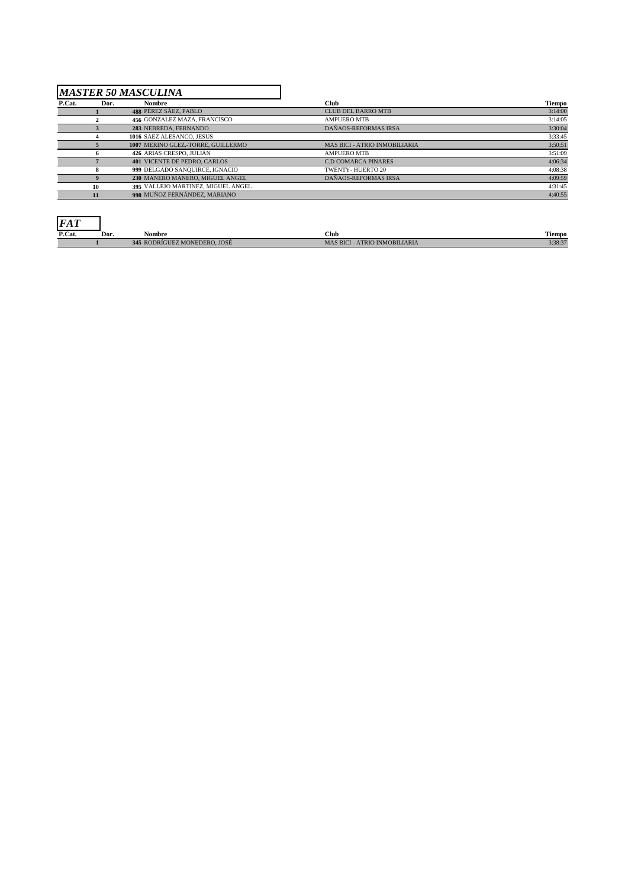## *MASTER 50 MASCULINA*

| P.Cat. | Dor. | Nombre | Club | Tiempo |
|---|---|---|---|---|
| 1 | 488 | PÉREZ SÁEZ, PABLO | CLUB DEL BARRO MTB | 3:14:00 |
| 2 | 456 | GONZALEZ MAZA, FRANCISCO | AMPUERO MTB | 3:14:05 |
| 3 | 283 | NEBREDA, FERNANDO | DAÑAOS-REFORMAS IRSA | 3:30:04 |
| 4 | 1016 | SAEZ ALESANCO, JESUS | | 3:33:45 |
| 5 | 1007 | MERINO GLEZ.-TORRE, GUILLERMO | MAS BICI - ATRIO INMOBILIARIA | 3:50:51 |
| 6 | 426 | ARIAS CRESPO, JULIÁN | AMPUERO MTB | 3:51:09 |
| 7 | 401 | VICENTE DE PEDRO, CARLOS | C.D COMARCA PINARES | 4:06:34 |
| 8 | 999 | DELGADO SANQUIRCE, IGNACIO | TWENTY- HUERTO 20 | 4:08:38 |
| 9 | 230 | MANERO MANERO, MIGUEL ANGEL | DAÑAOS-REFORMAS IRSA | 4:09:59 |
| 10 | 395 | VALLEJO MARTINEZ, MIGUEL ANGEL | | 4:31:45 |
| 11 | 998 | MUÑOZ FERNÁNDEZ, MARIANO | | 4:40:55 |

## *FAT*

| P.Cat. | Dor. | Nombre | Club | Tiempo |
|---|---|---|---|---|
| 1 | 345 | RODRÍGUEZ MONEDERO, JOSÉ | MAS BICI - ATRIO INMOBILIARIA | 3:38:37 |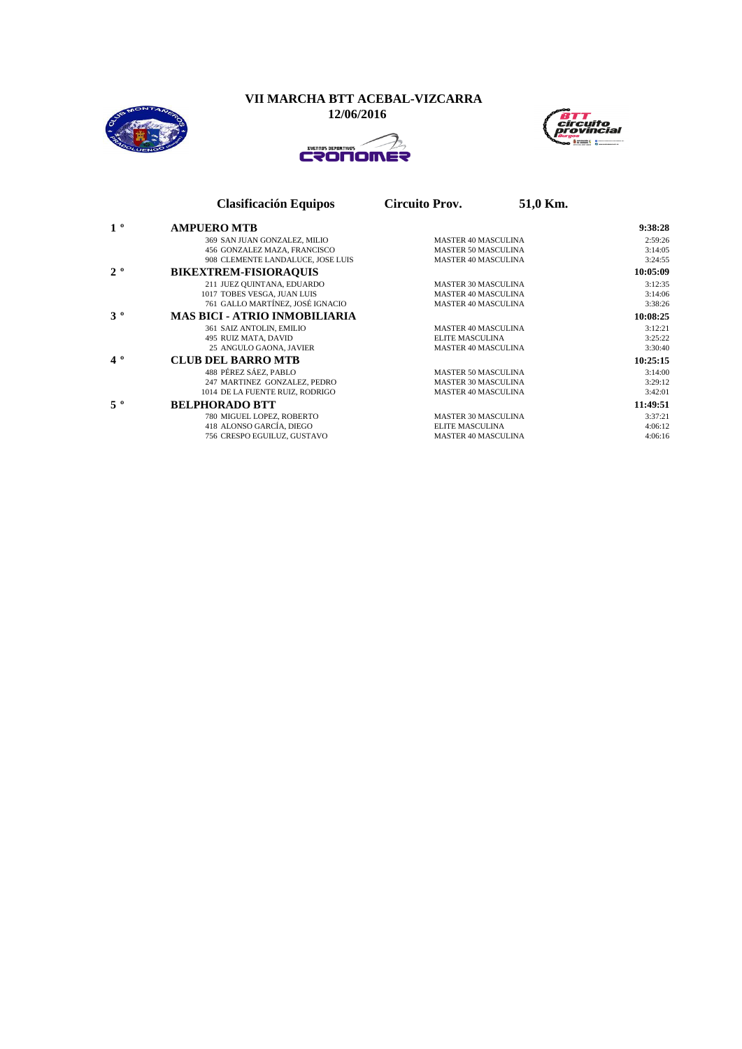# VII MARCHA BTT ACEBAL-VIZCARRA

**12/06/2016**

EVENTOS DEPORTIVOS CRONOMER

## Clasificación Equipos — Circuito Prov. — 51,0 Km.

| Pos. | Equipo / Dorsal y Nombre | Categoría | Tiempo |
|---|---|---|---|
| **1 º** | **AMPUERO MTB** | | **9:38:28** |
| | 369 SAN JUAN GONZALEZ, MILIO | MASTER 40 MASCULINA | 2:59:26 |
| | 456 GONZALEZ MAZA, FRANCISCO | MASTER 50 MASCULINA | 3:14:05 |
| | 908 CLEMENTE LANDALUCE, JOSE LUIS | MASTER 40 MASCULINA | 3:24:55 |
| **2 º** | **BIKEXTREM-FISIORAQUIS** | | **10:05:09** |
| | 211 JUEZ QUINTANA, EDUARDO | MASTER 30 MASCULINA | 3:12:35 |
| | 1017 TOBES VESGA, JUAN LUIS | MASTER 40 MASCULINA | 3:14:06 |
| | 761 GALLO MARTÍNEZ, JOSÉ IGNACIO | MASTER 40 MASCULINA | 3:38:26 |
| **3 º** | **MAS BICI - ATRIO INMOBILIARIA** | | **10:08:25** |
| | 361 SAIZ ANTOLIN, EMILIO | MASTER 40 MASCULINA | 3:12:21 |
| | 495 RUIZ MATA, DAVID | ELITE MASCULINA | 3:25:22 |
| | 25 ANGULO GAONA, JAVIER | MASTER 40 MASCULINA | 3:30:40 |
| **4 º** | **CLUB DEL BARRO MTB** | | **10:25:15** |
| | 488 PÉREZ SÁEZ, PABLO | MASTER 50 MASCULINA | 3:14:00 |
| | 247 MARTINEZ GONZALEZ, PEDRO | MASTER 30 MASCULINA | 3:29:12 |
| | 1014 DE LA FUENTE RUIZ, RODRIGO | MASTER 40 MASCULINA | 3:42:01 |
| **5 º** | **BELPHORADO BTT** | | **11:49:51** |
| | 780 MIGUEL LOPEZ, ROBERTO | MASTER 30 MASCULINA | 3:37:21 |
| | 418 ALONSO GARCÍA, DIEGO | ELITE MASCULINA | 4:06:12 |
| | 756 CRESPO EGUILUZ, GUSTAVO | MASTER 40 MASCULINA | 4:06:16 |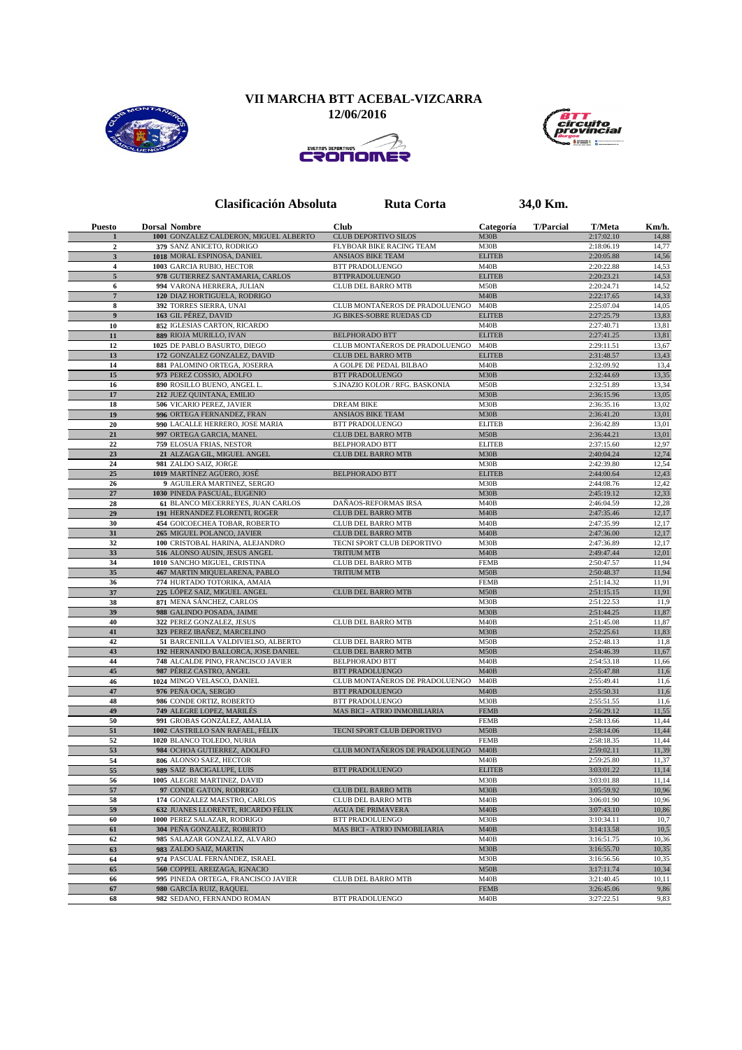# VII MARCHA BTT ACEBAL-VIZCARRA

## 12/06/2016

## Clasificación Absoluta — Ruta Corta — 34,0 Km.

| Puesto | Dorsal | Nombre | Club | Categoría | T/Parcial | T/Meta | Km/h. |
|---|---|---|---|---|---|---|---|
| 1 | 1001 | GONZALEZ CALDERON, MIGUEL ALBERTO | CLUB DEPORTIVO SILOS | M30B | | 2:17:02.10 | 14,88 |
| 2 | 379 | SANZ ANICETO, RODRIGO | FLYBOAR BIKE RACING TEAM | M30B | | 2:18:06.19 | 14,77 |
| 3 | 1018 | MORAL ESPINOSA, DANIEL | ANSIAOS BIKE TEAM | ELITEB | | 2:20:05.88 | 14,56 |
| 4 | 1003 | GARCIA RUBIO, HECTOR | BTT PRADOLUENGO | M40B | | 2:20:22.88 | 14,53 |
| 5 | 978 | GUTIERREZ SANTAMARIA, CARLOS | BTTPRADOLUENGO | ELITEB | | 2:20:23.21 | 14,53 |
| 6 | 994 | VARONA HERRERA, JULIAN | CLUB DEL BARRO MTB | M50B | | 2:20:24.71 | 14,52 |
| 7 | 120 | DIAZ HORTIGUELA, RODRIGO | | M40B | | 2:22:17.65 | 14,33 |
| 8 | 392 | TORRES SIERRA, UNAI | CLUB MONTAÑEROS DE PRADOLUENGO | M40B | | 2:25:07.04 | 14,05 |
| 9 | 163 | GIL PÉREZ, DAVID | JG BIKES-SOBRE RUEDAS CD | ELITEB | | 2:27:25.79 | 13,83 |
| 10 | 852 | IGLESIAS CARTON, RICARDO | | M40B | | 2:27:40.71 | 13,81 |
| 11 | 889 | RIOJA MURILLO, IVAN | BELPHORADO BTT | ELITEB | | 2:27:41.25 | 13,81 |
| 12 | 1025 | DE PABLO BASURTO, DIEGO | CLUB MONTAÑEROS DE PRADOLUENGO | M40B | | 2:29:11.51 | 13,67 |
| 13 | 172 | GONZALEZ GONZALEZ, DAVID | CLUB DEL BARRO MTB | ELITEB | | 2:31:48.57 | 13,43 |
| 14 | 881 | PALOMINO ORTEGA, JOSERRA | A GOLPE DE PEDAL BILBAO | M40B | | 2:32:09.92 | 13,4 |
| 15 | 973 | PEREZ COSSIO, ADOLFO | BTT PRADOLUENGO | M30B | | 2:32:44.69 | 13,35 |
| 16 | 890 | ROSILLO BUENO, ANGEL L. | S.INAZIO KOLOR / RFG. BASKONIA | M50B | | 2:32:51.89 | 13,34 |
| 17 | 212 | JUEZ QUINTANA, EMILIO | | M30B | | 2:36:15.96 | 13,05 |
| 18 | 506 | VICARIO PEREZ, JAVIER | DREAM BIKE | M30B | | 2:36:35.16 | 13,02 |
| 19 | 996 | ORTEGA FERNANDEZ, FRAN | ANSIAOS BIKE TEAM | M30B | | 2:36:41.20 | 13,01 |
| 20 | 990 | LACALLE HERRERO, JOSE MARIA | BTT PRADOLUENGO | ELITEB | | 2:36:42.89 | 13,01 |
| 21 | 997 | ORTEGA GARCIA, MANEL | CLUB DEL BARRO MTB | M50B | | 2:36:44.21 | 13,01 |
| 22 | 759 | ELOSUA FRIAS, NESTOR | BELPHORADO BTT | ELITEB | | 2:37:15.60 | 12,97 |
| 23 | 21 | ALZAGA GIL, MIGUEL ANGEL | CLUB DEL BARRO MTB | M30B | | 2:40:04.24 | 12,74 |
| 24 | 981 | ZALDO SAIZ, JORGE | | M30B | | 2:42:39.80 | 12,54 |
| 25 | 1019 | MARTÍNEZ AGÜERO, JOSÉ | BELPHORADO BTT | ELITEB | | 2:44:00.64 | 12,43 |
| 26 | 9 | AGUILERA MARTINEZ, SERGIO | | M30B | | 2:44:08.76 | 12,42 |
| 27 | 1030 | PINEDA PASCUAL, EUGENIO | | M30B | | 2:45:19.12 | 12,33 |
| 28 | 61 | BLANCO MECERREYES, JUAN CARLOS | DAÑAOS-REFORMAS IRSA | M40B | | 2:46:04.59 | 12,28 |
| 29 | 191 | HERNANDEZ FLORENTI, ROGER | CLUB DEL BARRO MTB | M40B | | 2:47:35.46 | 12,17 |
| 30 | 454 | GOICOECHEA TOBAR, ROBERTO | CLUB DEL BARRO MTB | M40B | | 2:47:35.99 | 12,17 |
| 31 | 265 | MIGUEL POLANCO, JAVIER | CLUB DEL BARRO MTB | M40B | | 2:47:36.00 | 12,17 |
| 32 | 100 | CRISTOBAL HARINA, ALEJANDRO | TECNI SPORT CLUB DEPORTIVO | M30B | | 2:47:36.89 | 12,17 |
| 33 | 516 | ALONSO AUSIN, JESUS ANGEL | TRITIUM MTB | M40B | | 2:49:47.44 | 12,01 |
| 34 | 1010 | SANCHO MIGUEL, CRISTINA | CLUB DEL BARRO MTB | FEMB | | 2:50:47.57 | 11,94 |
| 35 | 467 | MARTIN MIQUELARENA, PABLO | TRITIUM MTB | M50B | | 2:50:48.37 | 11,94 |
| 36 | 774 | HURTADO TOTORIKA, AMAIA | | FEMB | | 2:51:14.32 | 11,91 |
| 37 | 225 | LÓPEZ SAIZ, MIGUEL ANGEL | CLUB DEL BARRO MTB | M50B | | 2:51:15.15 | 11,91 |
| 38 | 871 | MENA SÁNCHEZ, CARLOS | | M30B | | 2:51:22.53 | 11,9 |
| 39 | 988 | GALINDO POSADA, JAIME | | M30B | | 2:51:44.25 | 11,87 |
| 40 | 322 | PEREZ GONZALEZ, JESUS | CLUB DEL BARRO MTB | M40B | | 2:51:45.08 | 11,87 |
| 41 | 323 | PEREZ IBAÑEZ, MARCELINO | | M30B | | 2:52:25.61 | 11,83 |
| 42 | 51 | BARCENILLA VALDIVIELSO, ALBERTO | CLUB DEL BARRO MTB | M50B | | 2:52:48.13 | 11,8 |
| 43 | 192 | HERNANDO BALLORCA, JOSE DANIEL | CLUB DEL BARRO MTB | M50B | | 2:54:46.39 | 11,67 |
| 44 | 748 | ALCALDE PINO, FRANCISCO JAVIER | BELPHORADO BTT | M40B | | 2:54:53.18 | 11,66 |
| 45 | 987 | PÉREZ CASTRO, ANGEL | BTT PRADOLUENGO | M40B | | 2:55:47.88 | 11,6 |
| 46 | 1024 | MINGO VELASCO, DANIEL | CLUB MONTAÑEROS DE PRADOLUENGO | M40B | | 2:55:49.41 | 11,6 |
| 47 | 976 | PEÑA OCA, SERGIO | BTT PRADOLUENGO | M40B | | 2:55:50.31 | 11,6 |
| 48 | 986 | CONDE ORTIZ, ROBERTO | BTT PRADOLUENGO | M30B | | 2:55:51.55 | 11,6 |
| 49 | 749 | ALEGRE LOPEZ, MARILÉS | MAS BICI - ATRIO INMOBILIARIA | FEMB | | 2:56:29.12 | 11,55 |
| 50 | 991 | GROBAS GONZÁLEZ, AMALIA | | FEMB | | 2:58:13.66 | 11,44 |
| 51 | 1002 | CASTRILLO SAN RAFAEL, FÉLIX | TECNI SPORT CLUB DEPORTIVO | M50B | | 2:58:14.06 | 11,44 |
| 52 | 1020 | BLANCO TOLEDO, NURIA | | FEMB | | 2:58:18.35 | 11,44 |
| 53 | 984 | OCHOA GUTIERREZ, ADOLFO | CLUB MONTAÑEROS DE PRADOLUENGO | M40B | | 2:59:02.11 | 11,39 |
| 54 | 806 | ALONSO SAEZ, HECTOR | | M40B | | 2:59:25.80 | 11,37 |
| 55 | 989 | SAIZ BACIGALUPE, LUIS | BTT PRADOLUENGO | ELITEB | | 3:03:01.22 | 11,14 |
| 56 | 1005 | ALEGRE MARTINEZ, DAVID | | M30B | | 3:03:01.88 | 11,14 |
| 57 | 97 | CONDE GATON, RODRIGO | CLUB DEL BARRO MTB | M30B | | 3:05:59.92 | 10,96 |
| 58 | 174 | GONZALEZ MAESTRO, CARLOS | CLUB DEL BARRO MTB | M40B | | 3:06:01.90 | 10,96 |
| 59 | 632 | JUANES LLORENTE, RICARDO FÉLIX | AGUA DE PRIMAVERA | M40B | | 3:07:43.10 | 10,86 |
| 60 | 1000 | PEREZ SALAZAR, RODRIGO | BTT PRADOLUENGO | M30B | | 3:10:34.11 | 10,7 |
| 61 | 304 | PEÑA GONZALEZ, ROBERTO | MAS BICI - ATRIO INMOBILIARIA | M40B | | 3:14:13.58 | 10,5 |
| 62 | 985 | SALAZAR GONZALEZ, ALVARO | | M40B | | 3:16:51.75 | 10,36 |
| 63 | 983 | ZALDO SAIZ, MARTIN | | M30B | | 3:16:55.70 | 10,35 |
| 64 | 974 | PASCUAL FERNÁNDEZ, ISRAEL | | M30B | | 3:16:56.56 | 10,35 |
| 65 | 560 | COPPEL AREIZAGA, IGNACIO | | M50B | | 3:17:11.74 | 10,34 |
| 66 | 995 | PINEDA ORTEGA, FRANCISCO JAVIER | CLUB DEL BARRO MTB | M40B | | 3:21:40.45 | 10,11 |
| 67 | 980 | GARCÍA RUIZ, RAQUEL | | FEMB | | 3:26:45.06 | 9,86 |
| 68 | 982 | SEDANO, FERNANDO ROMAN | BTT PRADOLUENGO | M40B | | 3:27:22.51 | 9,83 |